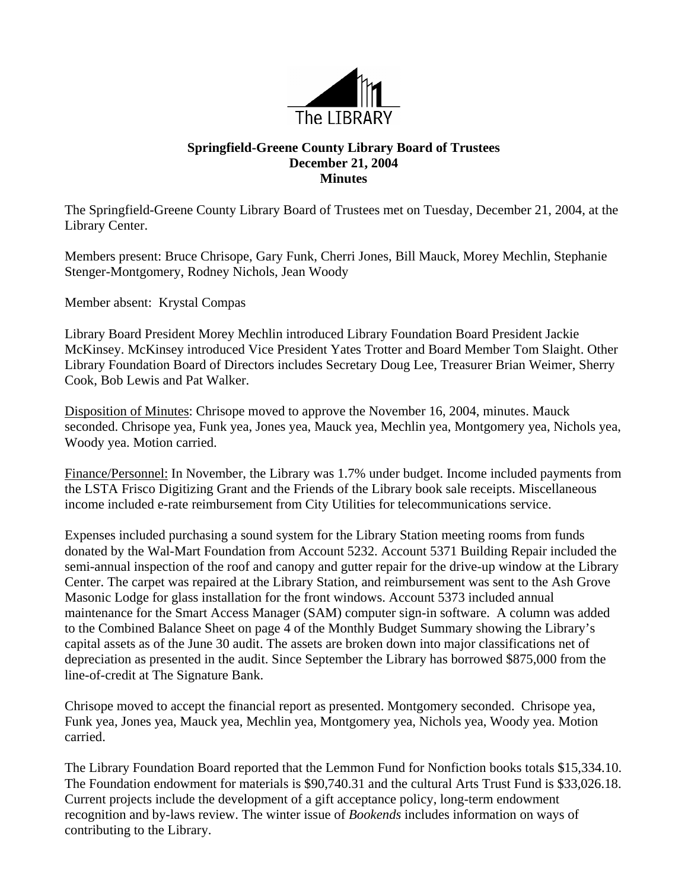The LIBRARY

**Springfield-Greene County Library Board of Trustees**
**December 21, 2004**
**Minutes**

The Springfield-Greene County Library Board of Trustees met on Tuesday, December 21, 2004, at the Library Center.

Members present: Bruce Chrisope, Gary Funk, Cherri Jones, Bill Mauck, Morey Mechlin, Stephanie Stenger-Montgomery, Rodney Nichols, Jean Woody

Member absent: Krystal Compas

Library Board President Morey Mechlin introduced Library Foundation Board President Jackie McKinsey. McKinsey introduced Vice President Yates Trotter and Board Member Tom Slaight. Other Library Foundation Board of Directors includes Secretary Doug Lee, Treasurer Brian Weimer, Sherry Cook, Bob Lewis and Pat Walker.

Disposition of Minutes: Chrisope moved to approve the November 16, 2004, minutes. Mauck seconded. Chrisope yea, Funk yea, Jones yea, Mauck yea, Mechlin yea, Montgomery yea, Nichols yea, Woody yea. Motion carried.

Finance/Personnel: In November, the Library was 1.7% under budget. Income included payments from the LSTA Frisco Digitizing Grant and the Friends of the Library book sale receipts. Miscellaneous income included e-rate reimbursement from City Utilities for telecommunications service.

Expenses included purchasing a sound system for the Library Station meeting rooms from funds donated by the Wal-Mart Foundation from Account 5232. Account 5371 Building Repair included the semi-annual inspection of the roof and canopy and gutter repair for the drive-up window at the Library Center. The carpet was repaired at the Library Station, and reimbursement was sent to the Ash Grove Masonic Lodge for glass installation for the front windows. Account 5373 included annual maintenance for the Smart Access Manager (SAM) computer sign-in software. A column was added to the Combined Balance Sheet on page 4 of the Monthly Budget Summary showing the Library's capital assets as of the June 30 audit. The assets are broken down into major classifications net of depreciation as presented in the audit. Since September the Library has borrowed $875,000 from the line-of-credit at The Signature Bank.

Chrisope moved to accept the financial report as presented. Montgomery seconded. Chrisope yea, Funk yea, Jones yea, Mauck yea, Mechlin yea, Montgomery yea, Nichols yea, Woody yea. Motion carried.

The Library Foundation Board reported that the Lemmon Fund for Nonfiction books totals $15,334.10. The Foundation endowment for materials is $90,740.31 and the cultural Arts Trust Fund is $33,026.18. Current projects include the development of a gift acceptance policy, long-term endowment recognition and by-laws review. The winter issue of *Bookends* includes information on ways of contributing to the Library.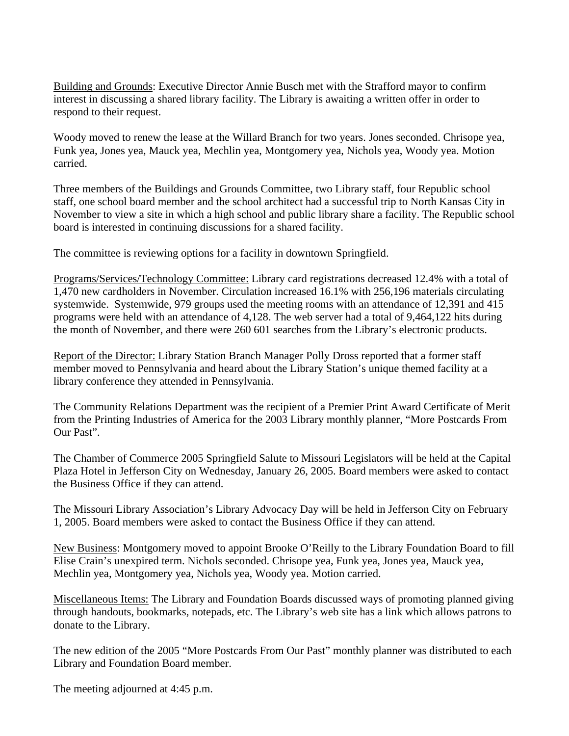Building and Grounds: Executive Director Annie Busch met with the Strafford mayor to confirm interest in discussing a shared library facility. The Library is awaiting a written offer in order to respond to their request.

Woody moved to renew the lease at the Willard Branch for two years. Jones seconded. Chrisope yea, Funk yea, Jones yea, Mauck yea, Mechlin yea, Montgomery yea, Nichols yea, Woody yea. Motion carried.

Three members of the Buildings and Grounds Committee, two Library staff, four Republic school staff, one school board member and the school architect had a successful trip to North Kansas City in November to view a site in which a high school and public library share a facility. The Republic school board is interested in continuing discussions for a shared facility.

The committee is reviewing options for a facility in downtown Springfield.

Programs/Services/Technology Committee: Library card registrations decreased 12.4% with a total of 1,470 new cardholders in November. Circulation increased 16.1% with 256,196 materials circulating systemwide. Systemwide, 979 groups used the meeting rooms with an attendance of 12,391 and 415 programs were held with an attendance of 4,128. The web server had a total of 9,464,122 hits during the month of November, and there were 260 601 searches from the Library's electronic products.

Report of the Director: Library Station Branch Manager Polly Dross reported that a former staff member moved to Pennsylvania and heard about the Library Station's unique themed facility at a library conference they attended in Pennsylvania.

The Community Relations Department was the recipient of a Premier Print Award Certificate of Merit from the Printing Industries of America for the 2003 Library monthly planner, "More Postcards From Our Past".

The Chamber of Commerce 2005 Springfield Salute to Missouri Legislators will be held at the Capital Plaza Hotel in Jefferson City on Wednesday, January 26, 2005. Board members were asked to contact the Business Office if they can attend.

The Missouri Library Association's Library Advocacy Day will be held in Jefferson City on February 1, 2005. Board members were asked to contact the Business Office if they can attend.

New Business: Montgomery moved to appoint Brooke O'Reilly to the Library Foundation Board to fill Elise Crain's unexpired term. Nichols seconded. Chrisope yea, Funk yea, Jones yea, Mauck yea, Mechlin yea, Montgomery yea, Nichols yea, Woody yea. Motion carried.

Miscellaneous Items: The Library and Foundation Boards discussed ways of promoting planned giving through handouts, bookmarks, notepads, etc. The Library's web site has a link which allows patrons to donate to the Library.

The new edition of the 2005 "More Postcards From Our Past" monthly planner was distributed to each Library and Foundation Board member.

The meeting adjourned at 4:45 p.m.